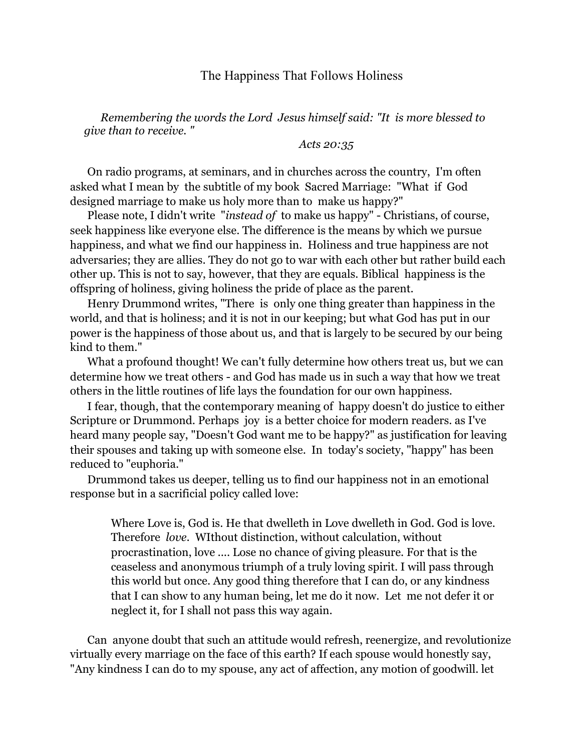# The Happiness That Follows Holiness

*Remembering the words the Lord Jesus himself said: "It is more blessed to give than to receive. "*

*Acts 20:35*

On radio programs, at seminars, and in churches across the country, I'm often asked what I mean by the subtitle of my book Sacred Marriage: "What if God designed marriage to make us holy more than to make us happy?"

Please note, I didn't write "*instead of* to make us happy" - Christians, of course, seek happiness like everyone else. The difference is the means by which we pursue happiness, and what we find our happiness in. Holiness and true happiness are not adversaries; they are allies. They do not go to war with each other but rather build each other up. This is not to say, however, that they are equals. Biblical happiness is the offspring of holiness, giving holiness the pride of place as the parent.

Henry Drummond writes, "There is only one thing greater than happiness in the world, and that is holiness; and it is not in our keeping; but what God has put in our power is the happiness of those about us, and that is largely to be secured by our being kind to them."

What a profound thought! We can't fully determine how others treat us, but we can determine how we treat others - and God has made us in such a way that how we treat others in the little routines of life lays the foundation for our own happiness.

I fear, though, that the contemporary meaning of happy doesn't do justice to either Scripture or Drummond. Perhaps joy is a better choice for modern readers. as I've heard many people say, "Doesn't God want me to be happy?" as justification for leaving their spouses and taking up with someone else. In today's society, "happy" has been reduced to "euphoria."

Drummond takes us deeper, telling us to find our happiness not in an emotional response but in a sacrificial policy called love:

> Where Love is, God is. He that dwelleth in Love dwelleth in God. God is love. Therefore *love*. WIthout distinction, without calculation, without procrastination, love .... Lose no chance of giving pleasure. For that is the ceaseless and anonymous triumph of a truly loving spirit. I will pass through this world but once. Any good thing therefore that I can do, or any kindness that I can show to any human being, let me do it now. Let me not defer it or neglect it, for I shall not pass this way again.

Can anyone doubt that such an attitude would refresh, reenergize, and revolutionize virtually every marriage on the face of this earth? If each spouse would honestly say, "Any kindness I can do to my spouse, any act of affection, any motion of goodwill. let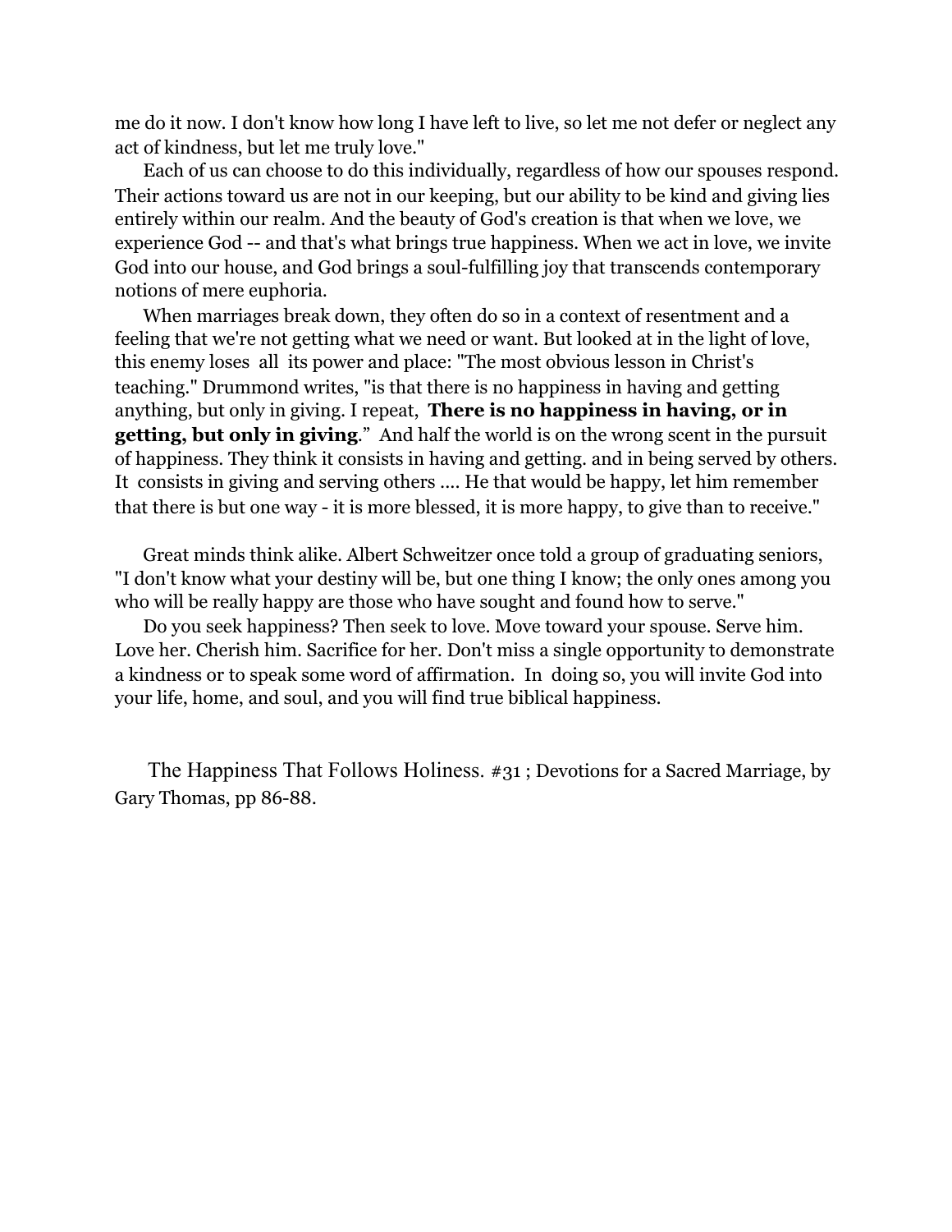me do it now. I don't know how long I have left to live, so let me not defer or neglect any act of kindness, but let me truly love."

Each of us can choose to do this individually, regardless of how our spouses respond. Their actions toward us are not in our keeping, but our ability to be kind and giving lies entirely within our realm. And the beauty of God's creation is that when we love, we experience God -- and that's what brings true happiness. When we act in love, we invite God into our house, and God brings a soul-fulfilling joy that transcends contemporary notions of mere euphoria.

When marriages break down, they often do so in a context of resentment and a feeling that we're not getting what we need or want. But looked at in the light of love, this enemy loses all its power and place: "The most obvious lesson in Christ's teaching." Drummond writes, "is that there is no happiness in having and getting anything, but only in giving. I repeat, **There is no happiness in having, or in getting, but only in giving**." And half the world is on the wrong scent in the pursuit of happiness. They think it consists in having and getting. and in being served by others. It consists in giving and serving others .... He that would be happy, let him remember that there is but one way - it is more blessed, it is more happy, to give than to receive."

Great minds think alike. Albert Schweitzer once told a group of graduating seniors, "I don't know what your destiny will be, but one thing I know; the only ones among you who will be really happy are those who have sought and found how to serve."

Do you seek happiness? Then seek to love. Move toward your spouse. Serve him. Love her. Cherish him. Sacrifice for her. Don't miss a single opportunity to demonstrate a kindness or to speak some word of affirmation. In doing so, you will invite God into your life, home, and soul, and you will find true biblical happiness.

The Happiness That Follows Holiness. #31 ; Devotions for a Sacred Marriage, by Gary Thomas, pp 86-88.